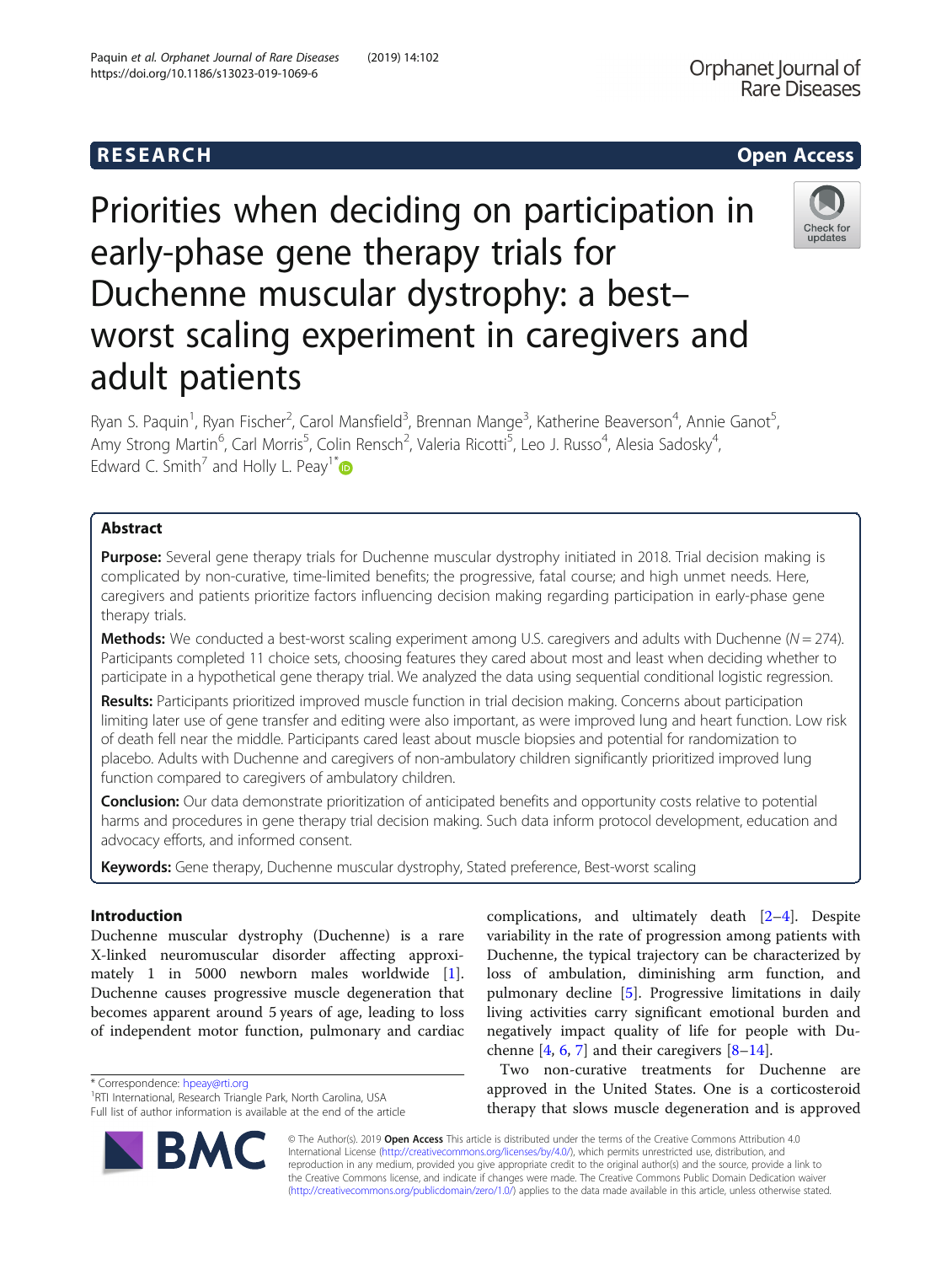RESEARCH Open Access

# Priorities when deciding on participation in early-phase gene therapy trials for Duchenne muscular dystrophy: a best–worst scaling experiment in caregivers and adult patients

Ryan S. Paquin[1], Ryan Fischer[2], Carol Mansfield[3], Brennan Mange[3], Katherine Beaverson[4], Annie Ganot[5], Amy Strong Martin[6], Carl Morris[5], Colin Rensch[2], Valeria Ricotti[5], Leo J. Russo[4], Alesia Sadosky[4], Edward C. Smith[7] and Holly L. Peay[1*]

## Abstract

**Purpose:** Several gene therapy trials for Duchenne muscular dystrophy initiated in 2018. Trial decision making is complicated by non-curative, time-limited benefits; the progressive, fatal course; and high unmet needs. Here, caregivers and patients prioritize factors influencing decision making regarding participation in early-phase gene therapy trials.

**Methods:** We conducted a best-worst scaling experiment among U.S. caregivers and adults with Duchenne ($N = 274$). Participants completed 11 choice sets, choosing features they cared about most and least when deciding whether to participate in a hypothetical gene therapy trial. We analyzed the data using sequential conditional logistic regression.

**Results:** Participants prioritized improved muscle function in trial decision making. Concerns about participation limiting later use of gene transfer and editing were also important, as were improved lung and heart function. Low risk of death fell near the middle. Participants cared least about muscle biopsies and potential for randomization to placebo. Adults with Duchenne and caregivers of non-ambulatory children significantly prioritized improved lung function compared to caregivers of ambulatory children.

**Conclusion:** Our data demonstrate prioritization of anticipated benefits and opportunity costs relative to potential harms and procedures in gene therapy trial decision making. Such data inform protocol development, education and advocacy efforts, and informed consent.

**Keywords:** Gene therapy, Duchenne muscular dystrophy, Stated preference, Best-worst scaling

## Introduction

Duchenne muscular dystrophy (Duchenne) is a rare X-linked neuromuscular disorder affecting approximately 1 in 5000 newborn males worldwide [1]. Duchenne causes progressive muscle degeneration that becomes apparent around 5 years of age, leading to loss of independent motor function, pulmonary and cardiac complications, and ultimately death [2–4]. Despite variability in the rate of progression among patients with Duchenne, the typical trajectory can be characterized by loss of ambulation, diminishing arm function, and pulmonary decline [5]. Progressive limitations in daily living activities carry significant emotional burden and negatively impact quality of life for people with Duchenne [4, 6, 7] and their caregivers [8–14].

Two non-curative treatments for Duchenne are approved in the United States. One is a corticosteroid therapy that slows muscle degeneration and is approved

\* Correspondence: hpeay@rti.org
[1]RTI International, Research Triangle Park, North Carolina, USA
Full list of author information is available at the end of the article

© The Author(s). 2019 **Open Access** This article is distributed under the terms of the Creative Commons Attribution 4.0 International License (http://creativecommons.org/licenses/by/4.0/), which permits unrestricted use, distribution, and reproduction in any medium, provided you give appropriate credit to the original author(s) and the source, provide a link to the Creative Commons license, and indicate if changes were made. The Creative Commons Public Domain Dedication waiver (http://creativecommons.org/publicdomain/zero/1.0/) applies to the data made available in this article, unless otherwise stated.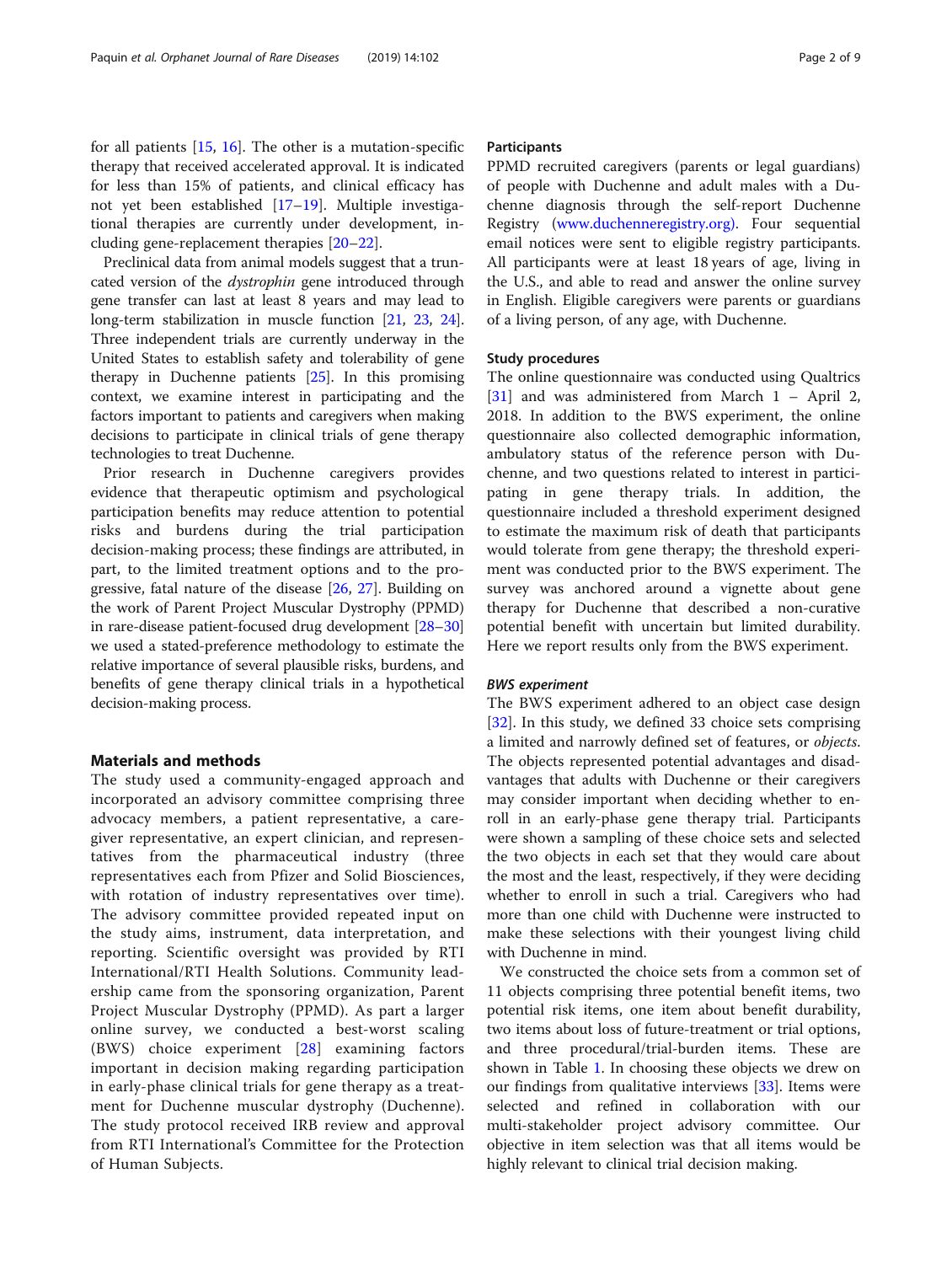for all patients [15, 16]. The other is a mutation-specific therapy that received accelerated approval. It is indicated for less than 15% of patients, and clinical efficacy has not yet been established [17–19]. Multiple investigational therapies are currently under development, including gene-replacement therapies [20–22].

Preclinical data from animal models suggest that a truncated version of the *dystrophin* gene introduced through gene transfer can last at least 8 years and may lead to long-term stabilization in muscle function [21, 23, 24]. Three independent trials are currently underway in the United States to establish safety and tolerability of gene therapy in Duchenne patients [25]. In this promising context, we examine interest in participating and the factors important to patients and caregivers when making decisions to participate in clinical trials of gene therapy technologies to treat Duchenne.

Prior research in Duchenne caregivers provides evidence that therapeutic optimism and psychological participation benefits may reduce attention to potential risks and burdens during the trial participation decision-making process; these findings are attributed, in part, to the limited treatment options and to the progressive, fatal nature of the disease [26, 27]. Building on the work of Parent Project Muscular Dystrophy (PPMD) in rare-disease patient-focused drug development [28–30] we used a stated-preference methodology to estimate the relative importance of several plausible risks, burdens, and benefits of gene therapy clinical trials in a hypothetical decision-making process.

## Materials and methods

The study used a community-engaged approach and incorporated an advisory committee comprising three advocacy members, a patient representative, a caregiver representative, an expert clinician, and representatives from the pharmaceutical industry (three representatives each from Pfizer and Solid Biosciences, with rotation of industry representatives over time). The advisory committee provided repeated input on the study aims, instrument, data interpretation, and reporting. Scientific oversight was provided by RTI International/RTI Health Solutions. Community leadership came from the sponsoring organization, Parent Project Muscular Dystrophy (PPMD). As part a larger online survey, we conducted a best-worst scaling (BWS) choice experiment [28] examining factors important in decision making regarding participation in early-phase clinical trials for gene therapy as a treatment for Duchenne muscular dystrophy (Duchenne). The study protocol received IRB review and approval from RTI International's Committee for the Protection of Human Subjects.

### Participants

PPMD recruited caregivers (parents or legal guardians) of people with Duchenne and adult males with a Duchenne diagnosis through the self-report Duchenne Registry (www.duchenneregistry.org). Four sequential email notices were sent to eligible registry participants. All participants were at least 18 years of age, living in the U.S., and able to read and answer the online survey in English. Eligible caregivers were parents or guardians of a living person, of any age, with Duchenne.

### Study procedures

The online questionnaire was conducted using Qualtrics [31] and was administered from March 1 – April 2, 2018. In addition to the BWS experiment, the online questionnaire also collected demographic information, ambulatory status of the reference person with Duchenne, and two questions related to interest in participating in gene therapy trials. In addition, the questionnaire included a threshold experiment designed to estimate the maximum risk of death that participants would tolerate from gene therapy; the threshold experiment was conducted prior to the BWS experiment. The survey was anchored around a vignette about gene therapy for Duchenne that described a non-curative potential benefit with uncertain but limited durability. Here we report results only from the BWS experiment.

#### *BWS experiment*

The BWS experiment adhered to an object case design [32]. In this study, we defined 33 choice sets comprising a limited and narrowly defined set of features, or *objects*. The objects represented potential advantages and disadvantages that adults with Duchenne or their caregivers may consider important when deciding whether to enroll in an early-phase gene therapy trial. Participants were shown a sampling of these choice sets and selected the two objects in each set that they would care about the most and the least, respectively, if they were deciding whether to enroll in such a trial. Caregivers who had more than one child with Duchenne were instructed to make these selections with their youngest living child with Duchenne in mind.

We constructed the choice sets from a common set of 11 objects comprising three potential benefit items, two potential risk items, one item about benefit durability, two items about loss of future-treatment or trial options, and three procedural/trial-burden items. These are shown in Table 1. In choosing these objects we drew on our findings from qualitative interviews [33]. Items were selected and refined in collaboration with our multi-stakeholder project advisory committee. Our objective in item selection was that all items would be highly relevant to clinical trial decision making.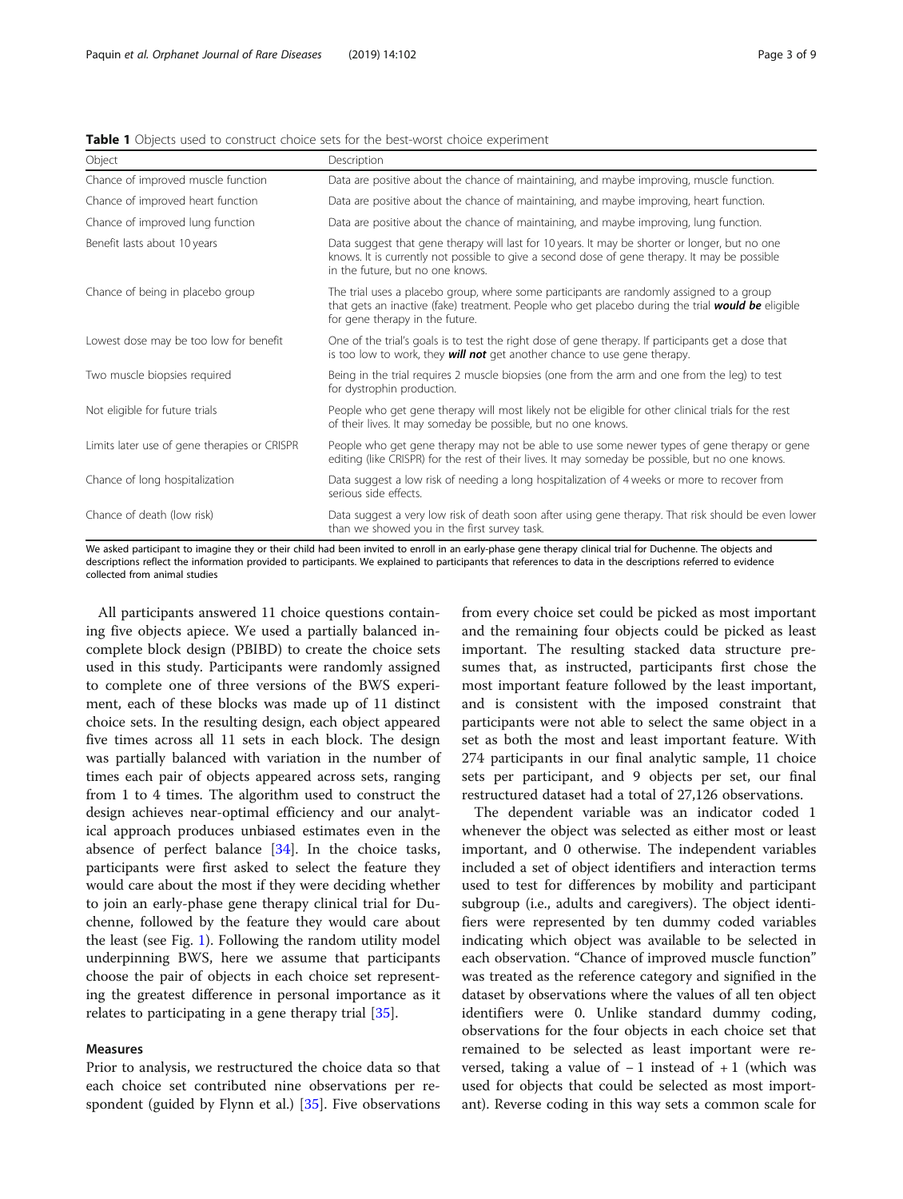**Table 1** Objects used to construct choice sets for the best-worst choice experiment

| Object | Description |
| --- | --- |
| Chance of improved muscle function | Data are positive about the chance of maintaining, and maybe improving, muscle function. |
| Chance of improved heart function | Data are positive about the chance of maintaining, and maybe improving, heart function. |
| Chance of improved lung function | Data are positive about the chance of maintaining, and maybe improving, lung function. |
| Benefit lasts about 10 years | Data suggest that gene therapy will last for 10 years. It may be shorter or longer, but no one knows. It is currently not possible to give a second dose of gene therapy. It may be possible in the future, but no one knows. |
| Chance of being in placebo group | The trial uses a placebo group, where some participants are randomly assigned to a group that gets an inactive (fake) treatment. People who get placebo during the trial ***would be*** eligible for gene therapy in the future. |
| Lowest dose may be too low for benefit | One of the trial's goals is to test the right dose of gene therapy. If participants get a dose that is too low to work, they ***will not*** get another chance to use gene therapy. |
| Two muscle biopsies required | Being in the trial requires 2 muscle biopsies (one from the arm and one from the leg) to test for dystrophin production. |
| Not eligible for future trials | People who get gene therapy will most likely not be eligible for other clinical trials for the rest of their lives. It may someday be possible, but no one knows. |
| Limits later use of gene therapies or CRISPR | People who get gene therapy may not be able to use some newer types of gene therapy or gene editing (like CRISPR) for the rest of their lives. It may someday be possible, but no one knows. |
| Chance of long hospitalization | Data suggest a low risk of needing a long hospitalization of 4 weeks or more to recover from serious side effects. |
| Chance of death (low risk) | Data suggest a very low risk of death soon after using gene therapy. That risk should be even lower than we showed you in the first survey task. |

We asked participant to imagine they or their child had been invited to enroll in an early-phase gene therapy clinical trial for Duchenne. The objects and descriptions reflect the information provided to participants. We explained to participants that references to data in the descriptions referred to evidence collected from animal studies

All participants answered 11 choice questions containing five objects apiece. We used a partially balanced incomplete block design (PBIBD) to create the choice sets used in this study. Participants were randomly assigned to complete one of three versions of the BWS experiment, each of these blocks was made up of 11 distinct choice sets. In the resulting design, each object appeared five times across all 11 sets in each block. The design was partially balanced with variation in the number of times each pair of objects appeared across sets, ranging from 1 to 4 times. The algorithm used to construct the design achieves near-optimal efficiency and our analytical approach produces unbiased estimates even in the absence of perfect balance [34]. In the choice tasks, participants were first asked to select the feature they would care about the most if they were deciding whether to join an early-phase gene therapy clinical trial for Duchenne, followed by the feature they would care about the least (see Fig. 1). Following the random utility model underpinning BWS, here we assume that participants choose the pair of objects in each choice set representing the greatest difference in personal importance as it relates to participating in a gene therapy trial [35].

### Measures

Prior to analysis, we restructured the choice data so that each choice set contributed nine observations per respondent (guided by Flynn et al.) [35]. Five observations from every choice set could be picked as most important and the remaining four objects could be picked as least important. The resulting stacked data structure presumes that, as instructed, participants first chose the most important feature followed by the least important, and is consistent with the imposed constraint that participants were not able to select the same object in a set as both the most and least important feature. With 274 participants in our final analytic sample, 11 choice sets per participant, and 9 objects per set, our final restructured dataset had a total of 27,126 observations.

The dependent variable was an indicator coded 1 whenever the object was selected as either most or least important, and 0 otherwise. The independent variables included a set of object identifiers and interaction terms used to test for differences by mobility and participant subgroup (i.e., adults and caregivers). The object identifiers were represented by ten dummy coded variables indicating which object was available to be selected in each observation. "Chance of improved muscle function" was treated as the reference category and signified in the dataset by observations where the values of all ten object identifiers were 0. Unlike standard dummy coding, observations for the four objects in each choice set that remained to be selected as least important were reversed, taking a value of $-1$ instead of $+1$ (which was used for objects that could be selected as most important). Reverse coding in this way sets a common scale for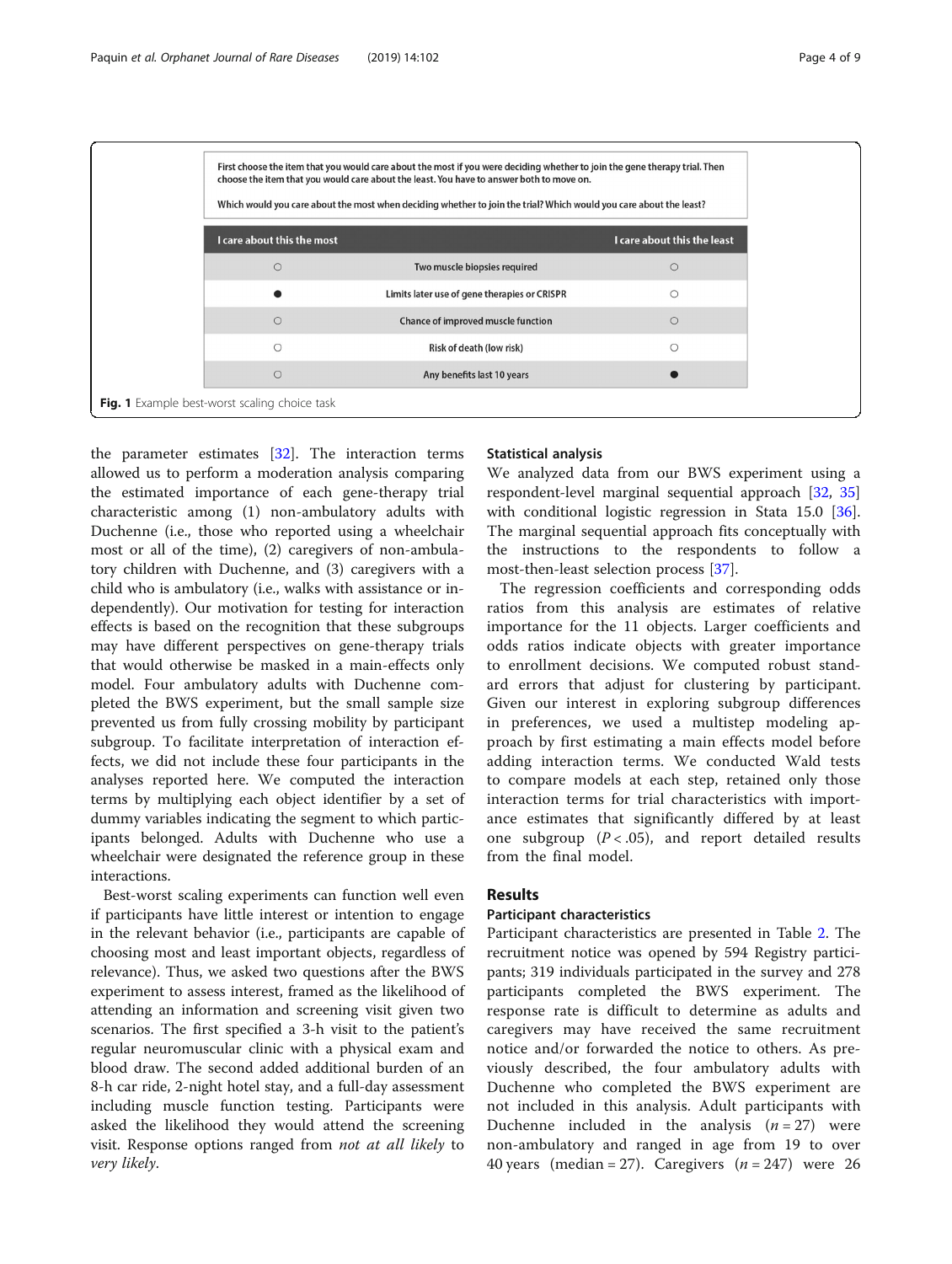First choose the item that you would care about the most if you were deciding whether to join the gene therapy trial. Then choose the item that you would care about the least. You have to answer both to move on.

Which would you care about the most when deciding whether to join the trial? Which would you care about the least?

| I care about this the most | | I care about this the least |
|---|---|---|
| ○ | Two muscle biopsies required | ○ |
| ● | Limits later use of gene therapies or CRISPR | ○ |
| ○ | Chance of improved muscle function | ○ |
| ○ | Risk of death (low risk) | ○ |
| ○ | Any benefits last 10 years | ● |

**Fig. 1** Example best-worst scaling choice task

the parameter estimates [32]. The interaction terms allowed us to perform a moderation analysis comparing the estimated importance of each gene-therapy trial characteristic among (1) non-ambulatory adults with Duchenne (i.e., those who reported using a wheelchair most or all of the time), (2) caregivers of non-ambulatory children with Duchenne, and (3) caregivers with a child who is ambulatory (i.e., walks with assistance or independently). Our motivation for testing for interaction effects is based on the recognition that these subgroups may have different perspectives on gene-therapy trials that would otherwise be masked in a main-effects only model. Four ambulatory adults with Duchenne completed the BWS experiment, but the small sample size prevented us from fully crossing mobility by participant subgroup. To facilitate interpretation of interaction effects, we did not include these four participants in the analyses reported here. We computed the interaction terms by multiplying each object identifier by a set of dummy variables indicating the segment to which participants belonged. Adults with Duchenne who use a wheelchair were designated the reference group in these interactions.

Best-worst scaling experiments can function well even if participants have little interest or intention to engage in the relevant behavior (i.e., participants are capable of choosing most and least important objects, regardless of relevance). Thus, we asked two questions after the BWS experiment to assess interest, framed as the likelihood of attending an information and screening visit given two scenarios. The first specified a 3-h visit to the patient's regular neuromuscular clinic with a physical exam and blood draw. The second added additional burden of an 8-h car ride, 2-night hotel stay, and a full-day assessment including muscle function testing. Participants were asked the likelihood they would attend the screening visit. Response options ranged from *not at all likely* to *very likely*.

### Statistical analysis

We analyzed data from our BWS experiment using a respondent-level marginal sequential approach [32, 35] with conditional logistic regression in Stata 15.0 [36]. The marginal sequential approach fits conceptually with the instructions to the respondents to follow a most-then-least selection process [37].

The regression coefficients and corresponding odds ratios from this analysis are estimates of relative importance for the 11 objects. Larger coefficients and odds ratios indicate objects with greater importance to enrollment decisions. We computed robust standard errors that adjust for clustering by participant. Given our interest in exploring subgroup differences in preferences, we used a multistep modeling approach by first estimating a main effects model before adding interaction terms. We conducted Wald tests to compare models at each step, retained only those interaction terms for trial characteristics with importance estimates that significantly differed by at least one subgroup ($P < .05$), and report detailed results from the final model.

## Results

### Participant characteristics

Participant characteristics are presented in Table 2. The recruitment notice was opened by 594 Registry participants; 319 individuals participated in the survey and 278 participants completed the BWS experiment. The response rate is difficult to determine as adults and caregivers may have received the same recruitment notice and/or forwarded the notice to others. As previously described, the four ambulatory adults with Duchenne who completed the BWS experiment are not included in this analysis. Adult participants with Duchenne included in the analysis ($n = 27$) were non-ambulatory and ranged in age from 19 to over 40 years (median = 27). Caregivers ($n = 247$) were 26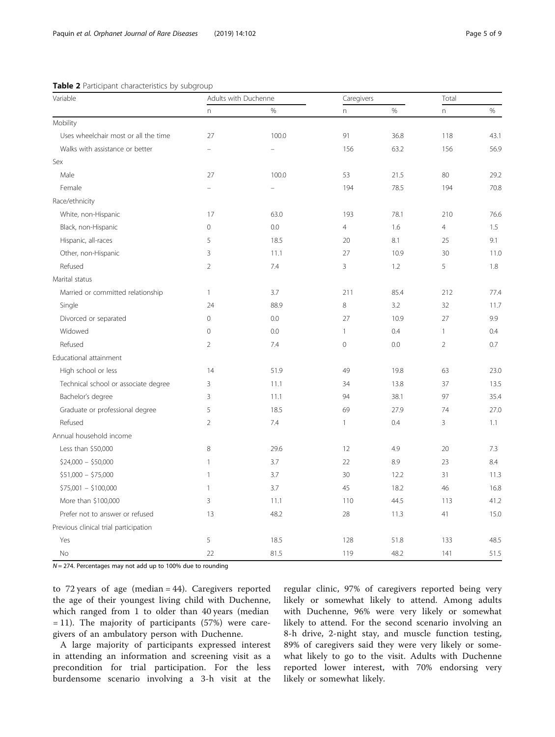**Table 2** Participant characteristics by subgroup

| Variable | Adults with Duchenne | | Caregivers | | Total | |
|---|---|---|---|---|---|---|
| | n | % | n | % | n | % |
| Mobility | | | | | | |
| Uses wheelchair most or all the time | 27 | 100.0 | 91 | 36.8 | 118 | 43.1 |
| Walks with assistance or better | – | – | 156 | 63.2 | 156 | 56.9 |
| Sex | | | | | | |
| Male | 27 | 100.0 | 53 | 21.5 | 80 | 29.2 |
| Female | – | – | 194 | 78.5 | 194 | 70.8 |
| Race/ethnicity | | | | | | |
| White, non-Hispanic | 17 | 63.0 | 193 | 78.1 | 210 | 76.6 |
| Black, non-Hispanic | 0 | 0.0 | 4 | 1.6 | 4 | 1.5 |
| Hispanic, all-races | 5 | 18.5 | 20 | 8.1 | 25 | 9.1 |
| Other, non-Hispanic | 3 | 11.1 | 27 | 10.9 | 30 | 11.0 |
| Refused | 2 | 7.4 | 3 | 1.2 | 5 | 1.8 |
| Marital status | | | | | | |
| Married or committed relationship | 1 | 3.7 | 211 | 85.4 | 212 | 77.4 |
| Single | 24 | 88.9 | 8 | 3.2 | 32 | 11.7 |
| Divorced or separated | 0 | 0.0 | 27 | 10.9 | 27 | 9.9 |
| Widowed | 0 | 0.0 | 1 | 0.4 | 1 | 0.4 |
| Refused | 2 | 7.4 | 0 | 0.0 | 2 | 0.7 |
| Educational attainment | | | | | | |
| High school or less | 14 | 51.9 | 49 | 19.8 | 63 | 23.0 |
| Technical school or associate degree | 3 | 11.1 | 34 | 13.8 | 37 | 13.5 |
| Bachelor's degree | 3 | 11.1 | 94 | 38.1 | 97 | 35.4 |
| Graduate or professional degree | 5 | 18.5 | 69 | 27.9 | 74 | 27.0 |
| Refused | 2 | 7.4 | 1 | 0.4 | 3 | 1.1 |
| Annual household income | | | | | | |
| Less than $50,000 | 8 | 29.6 | 12 | 4.9 | 20 | 7.3 |
| $24,000 – $50,000 | 1 | 3.7 | 22 | 8.9 | 23 | 8.4 |
| $51,000 – $75,000 | 1 | 3.7 | 30 | 12.2 | 31 | 11.3 |
| $75,001 – $100,000 | 1 | 3.7 | 45 | 18.2 | 46 | 16.8 |
| More than $100,000 | 3 | 11.1 | 110 | 44.5 | 113 | 41.2 |
| Prefer not to answer or refused | 13 | 48.2 | 28 | 11.3 | 41 | 15.0 |
| Previous clinical trial participation | | | | | | |
| Yes | 5 | 18.5 | 128 | 51.8 | 133 | 48.5 |
| No | 22 | 81.5 | 119 | 48.2 | 141 | 51.5 |

*N* = 274. Percentages may not add up to 100% due to rounding

to 72 years of age (median = 44). Caregivers reported the age of their youngest living child with Duchenne, which ranged from 1 to older than 40 years (median = 11). The majority of participants (57%) were caregivers of an ambulatory person with Duchenne.

A large majority of participants expressed interest in attending an information and screening visit as a precondition for trial participation. For the less burdensome scenario involving a 3-h visit at the regular clinic, 97% of caregivers reported being very likely or somewhat likely to attend. Among adults with Duchenne, 96% were very likely or somewhat likely to attend. For the second scenario involving an 8-h drive, 2-night stay, and muscle function testing, 89% of caregivers said they were very likely or somewhat likely to go to the visit. Adults with Duchenne reported lower interest, with 70% endorsing very likely or somewhat likely.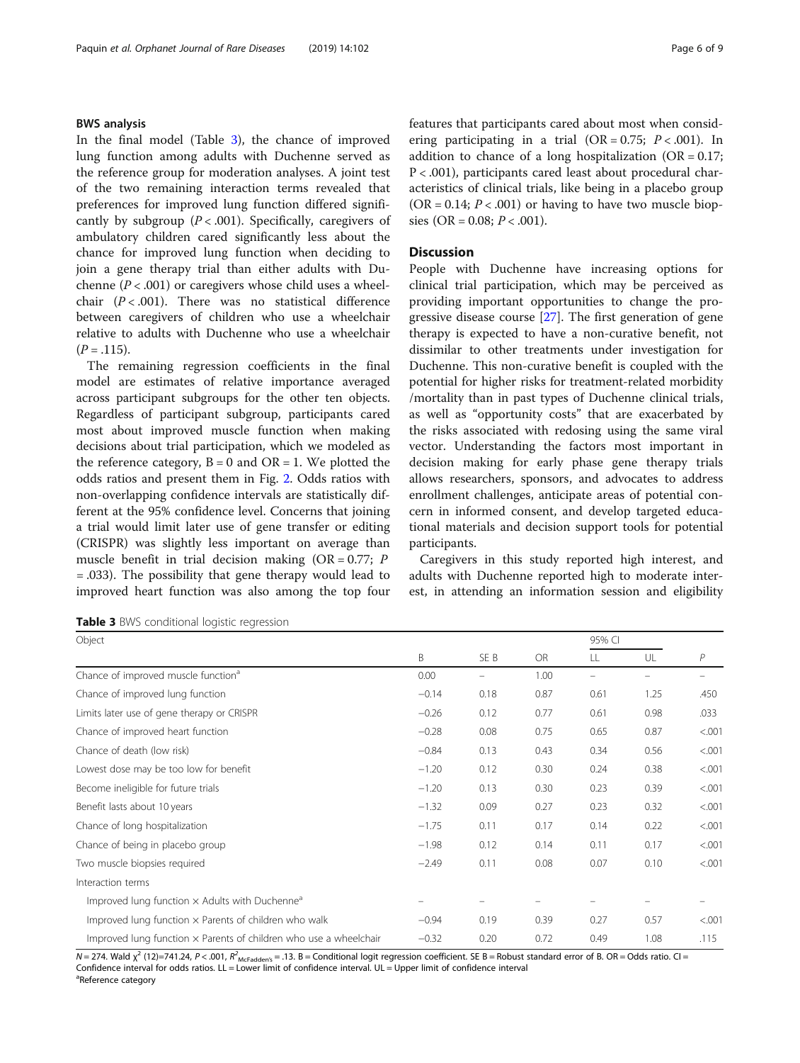### BWS analysis

In the final model (Table 3), the chance of improved lung function among adults with Duchenne served as the reference group for moderation analyses. A joint test of the two remaining interaction terms revealed that preferences for improved lung function differed significantly by subgroup (*P* < .001). Specifically, caregivers of ambulatory children cared significantly less about the chance for improved lung function when deciding to join a gene therapy trial than either adults with Duchenne (*P* < .001) or caregivers whose child uses a wheelchair (*P* < .001). There was no statistical difference between caregivers of children who use a wheelchair relative to adults with Duchenne who use a wheelchair (*P* = .115).

The remaining regression coefficients in the final model are estimates of relative importance averaged across participant subgroups for the other ten objects. Regardless of participant subgroup, participants cared most about improved muscle function when making decisions about trial participation, which we modeled as the reference category, B = 0 and OR = 1. We plotted the odds ratios and present them in Fig. 2. Odds ratios with non-overlapping confidence intervals are statistically different at the 95% confidence level. Concerns that joining a trial would limit later use of gene transfer or editing (CRISPR) was slightly less important on average than muscle benefit in trial decision making (OR = 0.77; *P* = .033). The possibility that gene therapy would lead to improved heart function was also among the top four features that participants cared about most when considering participating in a trial (OR = 0.75; *P* < .001). In addition to chance of a long hospitalization (OR = 0.17; P < .001), participants cared least about procedural characteristics of clinical trials, like being in a placebo group (OR = 0.14; *P* < .001) or having to have two muscle biopsies (OR = 0.08; *P* < .001).

**Table 3** BWS conditional logistic regression

| Object | B | SE B | OR | 95% CI LL | 95% CI UL | *P* |
|---|---|---|---|---|---|---|
| Chance of improved muscle function[a] | 0.00 | – | 1.00 | – | – | – |
| Chance of improved lung function | −0.14 | 0.18 | 0.87 | 0.61 | 1.25 | .450 |
| Limits later use of gene therapy or CRISPR | −0.26 | 0.12 | 0.77 | 0.61 | 0.98 | .033 |
| Chance of improved heart function | −0.28 | 0.08 | 0.75 | 0.65 | 0.87 | <.001 |
| Chance of death (low risk) | −0.84 | 0.13 | 0.43 | 0.34 | 0.56 | <.001 |
| Lowest dose may be too low for benefit | −1.20 | 0.12 | 0.30 | 0.24 | 0.38 | <.001 |
| Become ineligible for future trials | −1.20 | 0.13 | 0.30 | 0.23 | 0.39 | <.001 |
| Benefit lasts about 10 years | −1.32 | 0.09 | 0.27 | 0.23 | 0.32 | <.001 |
| Chance of long hospitalization | −1.75 | 0.11 | 0.17 | 0.14 | 0.22 | <.001 |
| Chance of being in placebo group | −1.98 | 0.12 | 0.14 | 0.11 | 0.17 | <.001 |
| Two muscle biopsies required | −2.49 | 0.11 | 0.08 | 0.07 | 0.10 | <.001 |
| Interaction terms | | | | | | |
| Improved lung function × Adults with Duchenne[a] | – | – | – | – | – | – |
| Improved lung function × Parents of children who walk | −0.94 | 0.19 | 0.39 | 0.27 | 0.57 | <.001 |
| Improved lung function × Parents of children who use a wheelchair | −0.32 | 0.20 | 0.72 | 0.49 | 1.08 | .115 |

$N = 274$. Wald $\chi^2$ (12)=741.24, $P < .001$, $R^2_{McFadden's} = .13$. B = Conditional logit regression coefficient. SE B = Robust standard error of B. OR = Odds ratio. CI = Confidence interval for odds ratios. LL = Lower limit of confidence interval. UL = Upper limit of confidence interval

[a]Reference category

## Discussion

People with Duchenne have increasing options for clinical trial participation, which may be perceived as providing important opportunities to change the progressive disease course [27]. The first generation of gene therapy is expected to have a non-curative benefit, not dissimilar to other treatments under investigation for Duchenne. This non-curative benefit is coupled with the potential for higher risks for treatment-related morbidity /mortality than in past types of Duchenne clinical trials, as well as "opportunity costs" that are exacerbated by the risks associated with redosing using the same viral vector. Understanding the factors most important in decision making for early phase gene therapy trials allows researchers, sponsors, and advocates to address enrollment challenges, anticipate areas of potential concern in informed consent, and develop targeted educational materials and decision support tools for potential participants.

Caregivers in this study reported high interest, and adults with Duchenne reported high to moderate interest, in attending an information session and eligibility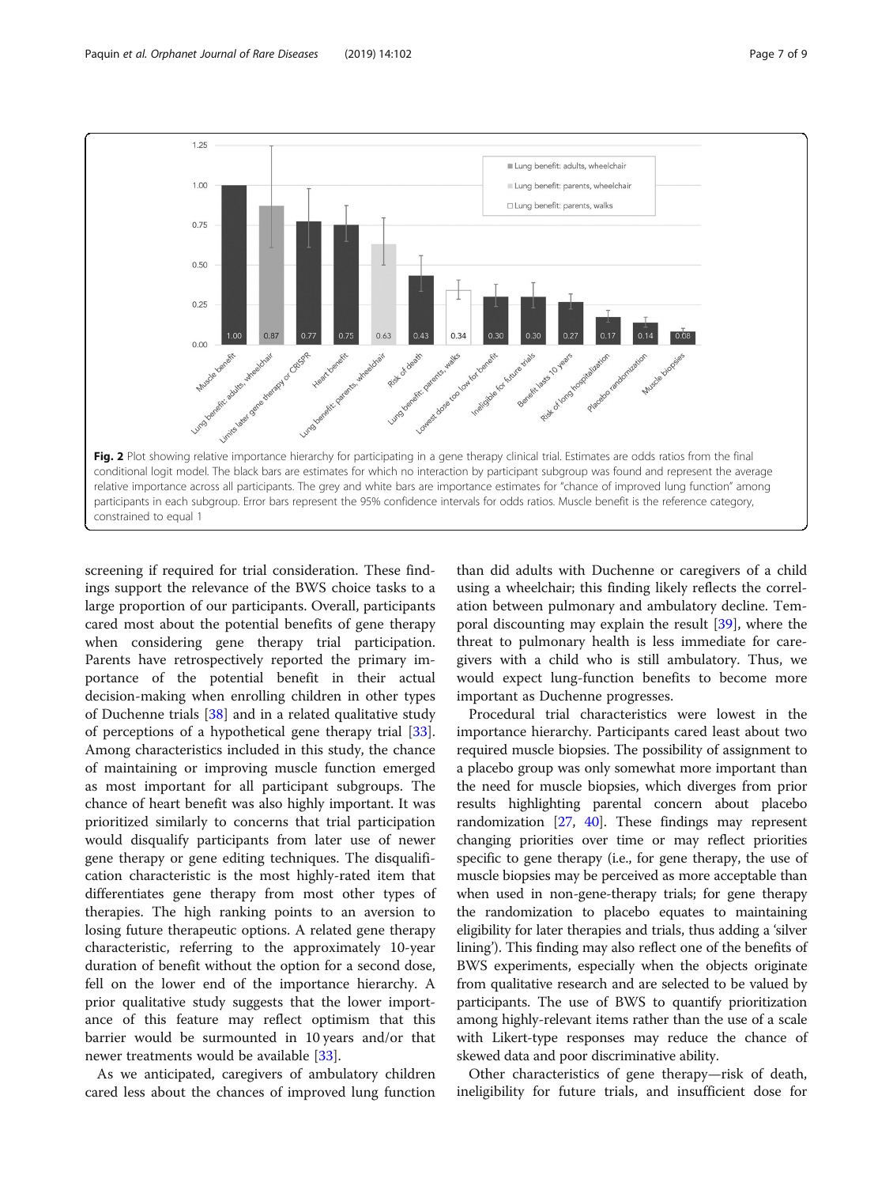Fig. 2 Plot showing relative importance hierarchy for participating in a gene therapy clinical trial. Estimates are odds ratios from the final conditional logit model. The black bars are estimates for which no interaction by participant subgroup was found and represent the average relative importance across all participants. The grey and white bars are importance estimates for "chance of improved lung function" among participants in each subgroup. Error bars represent the 95% confidence intervals for odds ratios. Muscle benefit is the reference category, constrained to equal 1

screening if required for trial consideration. These findings support the relevance of the BWS choice tasks to a large proportion of our participants. Overall, participants cared most about the potential benefits of gene therapy when considering gene therapy trial participation. Parents have retrospectively reported the primary importance of the potential benefit in their actual decision-making when enrolling children in other types of Duchenne trials [38] and in a related qualitative study of perceptions of a hypothetical gene therapy trial [33]. Among characteristics included in this study, the chance of maintaining or improving muscle function emerged as most important for all participant subgroups. The chance of heart benefit was also highly important. It was prioritized similarly to concerns that trial participation would disqualify participants from later use of newer gene therapy or gene editing techniques. The disqualification characteristic is the most highly-rated item that differentiates gene therapy from most other types of therapies. The high ranking points to an aversion to losing future therapeutic options. A related gene therapy characteristic, referring to the approximately 10-year duration of benefit without the option for a second dose, fell on the lower end of the importance hierarchy. A prior qualitative study suggests that the lower importance of this feature may reflect optimism that this barrier would be surmounted in 10 years and/or that newer treatments would be available [33].

As we anticipated, caregivers of ambulatory children cared less about the chances of improved lung function than did adults with Duchenne or caregivers of a child using a wheelchair; this finding likely reflects the correlation between pulmonary and ambulatory decline. Temporal discounting may explain the result [39], where the threat to pulmonary health is less immediate for caregivers with a child who is still ambulatory. Thus, we would expect lung-function benefits to become more important as Duchenne progresses.

Procedural trial characteristics were lowest in the importance hierarchy. Participants cared least about two required muscle biopsies. The possibility of assignment to a placebo group was only somewhat more important than the need for muscle biopsies, which diverges from prior results highlighting parental concern about placebo randomization [27, 40]. These findings may represent changing priorities over time or may reflect priorities specific to gene therapy (i.e., for gene therapy, the use of muscle biopsies may be perceived as more acceptable than when used in non-gene-therapy trials; for gene therapy the randomization to placebo equates to maintaining eligibility for later therapies and trials, thus adding a 'silver lining'). This finding may also reflect one of the benefits of BWS experiments, especially when the objects originate from qualitative research and are selected to be valued by participants. The use of BWS to quantify prioritization among highly-relevant items rather than the use of a scale with Likert-type responses may reduce the chance of skewed data and poor discriminative ability.

Other characteristics of gene therapy—risk of death, ineligibility for future trials, and insufficient dose for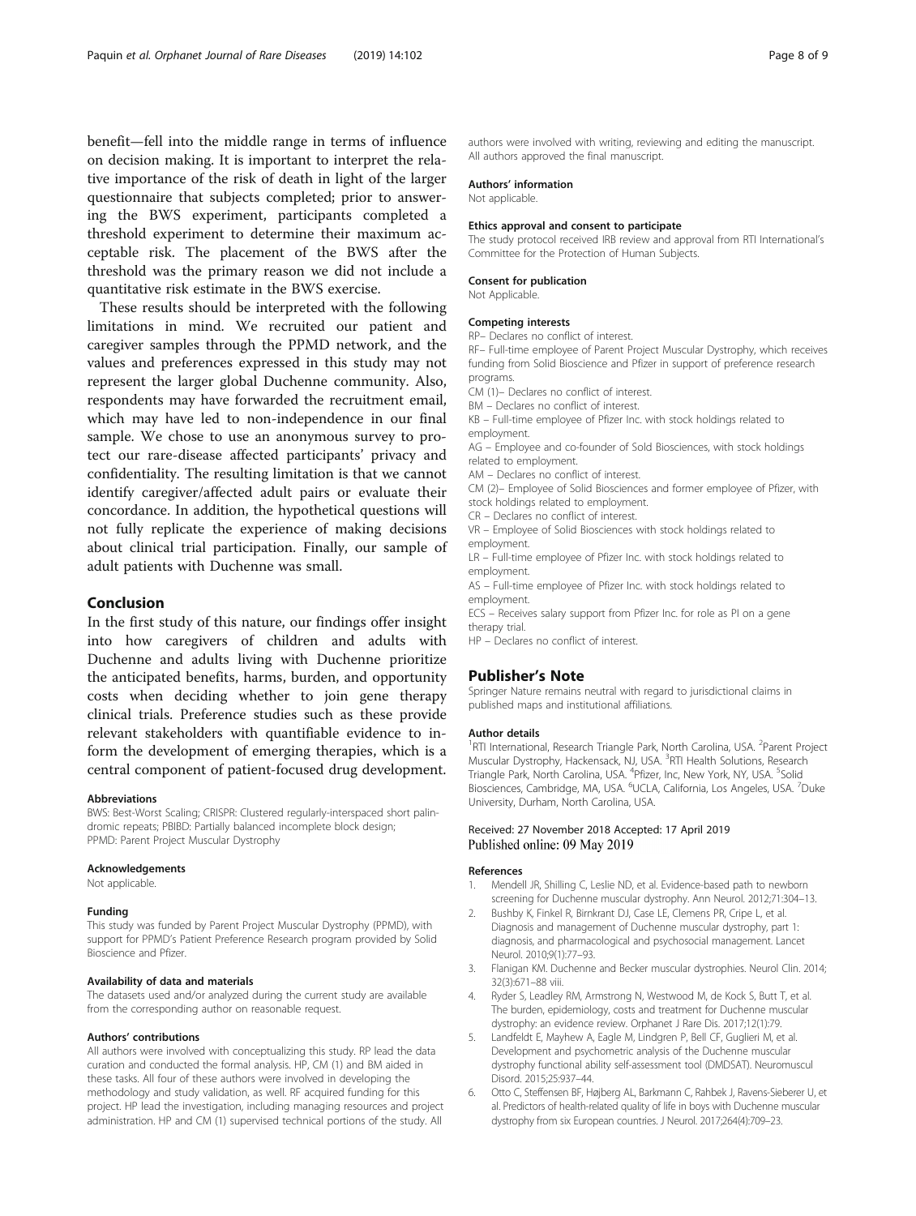benefit—fell into the middle range in terms of influence on decision making. It is important to interpret the relative importance of the risk of death in light of the larger questionnaire that subjects completed; prior to answering the BWS experiment, participants completed a threshold experiment to determine their maximum acceptable risk. The placement of the BWS after the threshold was the primary reason we did not include a quantitative risk estimate in the BWS exercise.

These results should be interpreted with the following limitations in mind. We recruited our patient and caregiver samples through the PPMD network, and the values and preferences expressed in this study may not represent the larger global Duchenne community. Also, respondents may have forwarded the recruitment email, which may have led to non-independence in our final sample. We chose to use an anonymous survey to protect our rare-disease affected participants' privacy and confidentiality. The resulting limitation is that we cannot identify caregiver/affected adult pairs or evaluate their concordance. In addition, the hypothetical questions will not fully replicate the experience of making decisions about clinical trial participation. Finally, our sample of adult patients with Duchenne was small.

## Conclusion

In the first study of this nature, our findings offer insight into how caregivers of children and adults with Duchenne and adults living with Duchenne prioritize the anticipated benefits, harms, burden, and opportunity costs when deciding whether to join gene therapy clinical trials. Preference studies such as these provide relevant stakeholders with quantifiable evidence to inform the development of emerging therapies, which is a central component of patient-focused drug development.

#### Abbreviations

BWS: Best-Worst Scaling; CRISPR: Clustered regularly-interspaced short palindromic repeats; PBIBD: Partially balanced incomplete block design; PPMD: Parent Project Muscular Dystrophy

#### Acknowledgements

Not applicable.

#### Funding

This study was funded by Parent Project Muscular Dystrophy (PPMD), with support for PPMD's Patient Preference Research program provided by Solid Bioscience and Pfizer.

#### Availability of data and materials

The datasets used and/or analyzed during the current study are available from the corresponding author on reasonable request.

#### Authors' contributions

All authors were involved with conceptualizing this study. RP lead the data curation and conducted the formal analysis. HP, CM (1) and BM aided in these tasks. All four of these authors were involved in developing the methodology and study validation, as well. RF acquired funding for this project. HP lead the investigation, including managing resources and project administration. HP and CM (1) supervised technical portions of the study. All authors were involved with writing, reviewing and editing the manuscript. All authors approved the final manuscript.

#### Authors' information

Not applicable.

#### Ethics approval and consent to participate

The study protocol received IRB review and approval from RTI International's Committee for the Protection of Human Subjects.

#### Consent for publication

Not Applicable.

#### Competing interests

RP– Declares no conflict of interest.
RF– Full-time employee of Parent Project Muscular Dystrophy, which receives funding from Solid Bioscience and Pfizer in support of preference research programs.
CM (1)– Declares no conflict of interest.
BM – Declares no conflict of interest.
KB – Full-time employee of Pfizer Inc. with stock holdings related to employment.
AG – Employee and co-founder of Sold Biosciences, with stock holdings related to employment.
AM – Declares no conflict of interest.
CM (2)– Employee of Solid Biosciences and former employee of Pfizer, with stock holdings related to employment.
CR – Declares no conflict of interest.
VR – Employee of Solid Biosciences with stock holdings related to employment.
LR – Full-time employee of Pfizer Inc. with stock holdings related to employment.
AS – Full-time employee of Pfizer Inc. with stock holdings related to employment.
ECS – Receives salary support from Pfizer Inc. for role as PI on a gene therapy trial.
HP – Declares no conflict of interest.

## Publisher's Note

Springer Nature remains neutral with regard to jurisdictional claims in published maps and institutional affiliations.

#### Author details

[1]RTI International, Research Triangle Park, North Carolina, USA. [2]Parent Project Muscular Dystrophy, Hackensack, NJ, USA. [3]RTI Health Solutions, Research Triangle Park, North Carolina, USA. [4]Pfizer, Inc, New York, NY, USA. [5]Solid Biosciences, Cambridge, MA, USA. [6]UCLA, California, Los Angeles, USA. [7]Duke University, Durham, North Carolina, USA.

Received: 27 November 2018 Accepted: 17 April 2019
Published online: 09 May 2019

#### References

1. Mendell JR, Shilling C, Leslie ND, et al. Evidence-based path to newborn screening for Duchenne muscular dystrophy. Ann Neurol. 2012;71:304–13.
2. Bushby K, Finkel R, Birnkrant DJ, Case LE, Clemens PR, Cripe L, et al. Diagnosis and management of Duchenne muscular dystrophy, part 1: diagnosis, and pharmacological and psychosocial management. Lancet Neurol. 2010;9(1):77–93.
3. Flanigan KM. Duchenne and Becker muscular dystrophies. Neurol Clin. 2014; 32(3):671–88 viii.
4. Ryder S, Leadley RM, Armstrong N, Westwood M, de Kock S, Butt T, et al. The burden, epidemiology, costs and treatment for Duchenne muscular dystrophy: an evidence review. Orphanet J Rare Dis. 2017;12(1):79.
5. Landfeldt E, Mayhew A, Eagle M, Lindgren P, Bell CF, Guglieri M, et al. Development and psychometric analysis of the Duchenne muscular dystrophy functional ability self-assessment tool (DMDSAT). Neuromuscul Disord. 2015;25:937–44.
6. Otto C, Steffensen BF, Højberg AL, Barkmann C, Rahbek J, Ravens-Sieberer U, et al. Predictors of health-related quality of life in boys with Duchenne muscular dystrophy from six European countries. J Neurol. 2017;264(4):709–23.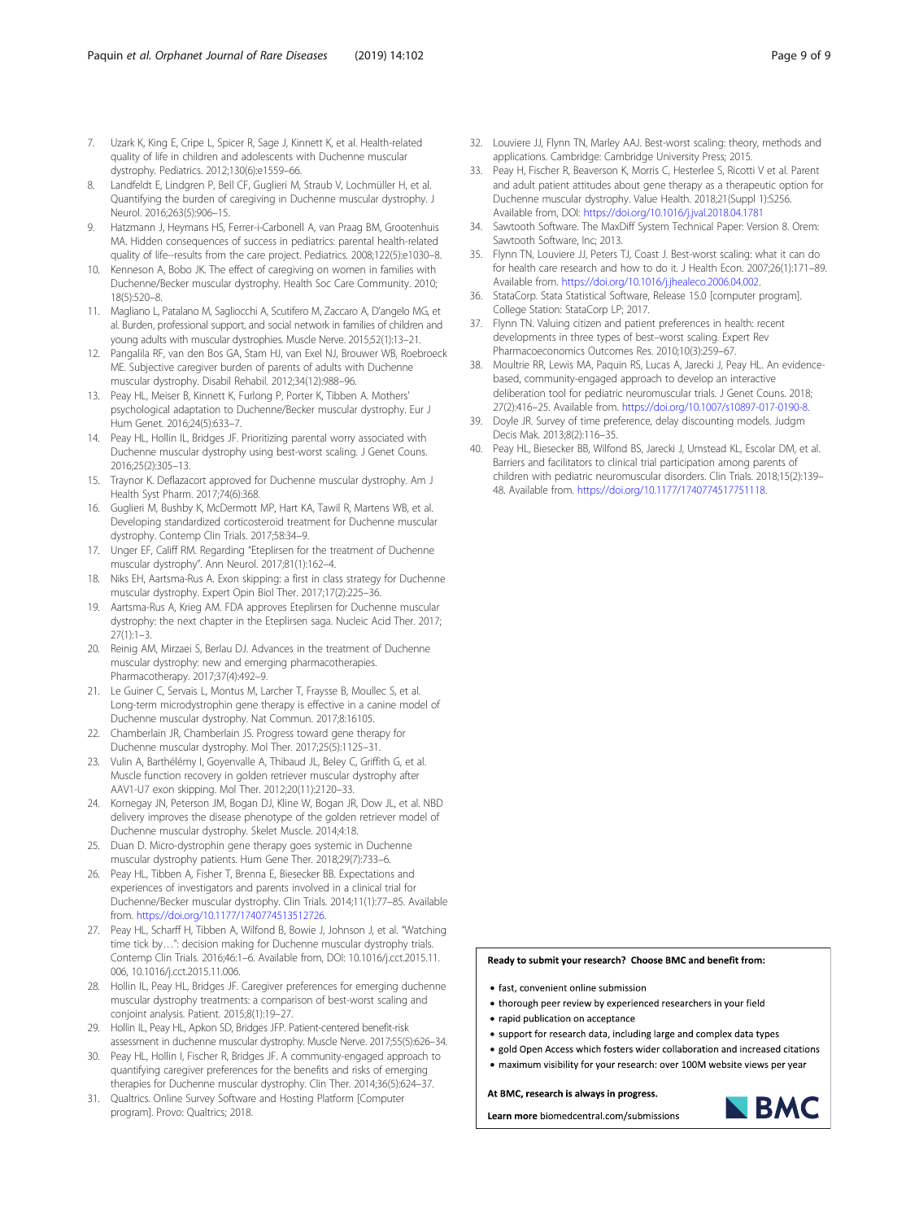7. Uzark K, King E, Cripe L, Spicer R, Sage J, Kinnett K, et al. Health-related quality of life in children and adolescents with Duchenne muscular dystrophy. Pediatrics. 2012;130(6):e1559–66.
8. Landfeldt E, Lindgren P, Bell CF, Guglieri M, Straub V, Lochmüller H, et al. Quantifying the burden of caregiving in Duchenne muscular dystrophy. J Neurol. 2016;263(5):906–15.
9. Hatzmann J, Heymans HS, Ferrer-i-Carbonell A, van Praag BM, Grootenhuis MA. Hidden consequences of success in pediatrics: parental health-related quality of life--results from the care project. Pediatrics. 2008;122(5):e1030–8.
10. Kenneson A, Bobo JK. The effect of caregiving on women in families with Duchenne/Becker muscular dystrophy. Health Soc Care Community. 2010; 18(5):520–8.
11. Magliano L, Patalano M, Sagliocchi A, Scutifero M, Zaccaro A, D'angelo MG, et al. Burden, professional support, and social network in families of children and young adults with muscular dystrophies. Muscle Nerve. 2015;52(1):13–21.
12. Pangalila RF, van den Bos GA, Stam HJ, van Exel NJ, Brouwer WB, Roebroeck ME. Subjective caregiver burden of parents of adults with Duchenne muscular dystrophy. Disabil Rehabil. 2012;34(12):988–96.
13. Peay HL, Meiser B, Kinnett K, Furlong P, Porter K, Tibben A. Mothers' psychological adaptation to Duchenne/Becker muscular dystrophy. Eur J Hum Genet. 2016;24(5):633–7.
14. Peay HL, Hollin IL, Bridges JF. Prioritizing parental worry associated with Duchenne muscular dystrophy using best-worst scaling. J Genet Couns. 2016;25(2):305–13.
15. Traynor K. Deflazacort approved for Duchenne muscular dystrophy. Am J Health Syst Pharm. 2017;74(6):368.
16. Guglieri M, Bushby K, McDermott MP, Hart KA, Tawil R, Martens WB, et al. Developing standardized corticosteroid treatment for Duchenne muscular dystrophy. Contemp Clin Trials. 2017;58:34–9.
17. Unger EF, Califf RM. Regarding "Eteplirsen for the treatment of Duchenne muscular dystrophy". Ann Neurol. 2017;81(1):162–4.
18. Niks EH, Aartsma-Rus A. Exon skipping: a first in class strategy for Duchenne muscular dystrophy. Expert Opin Biol Ther. 2017;17(2):225–36.
19. Aartsma-Rus A, Krieg AM. FDA approves Eteplirsen for Duchenne muscular dystrophy: the next chapter in the Eteplirsen saga. Nucleic Acid Ther. 2017; 27(1):1–3.
20. Reinig AM, Mirzaei S, Berlau DJ. Advances in the treatment of Duchenne muscular dystrophy: new and emerging pharmacotherapies. Pharmacotherapy. 2017;37(4):492–9.
21. Le Guiner C, Servais L, Montus M, Larcher T, Fraysse B, Moullec S, et al. Long-term microdystrophin gene therapy is effective in a canine model of Duchenne muscular dystrophy. Nat Commun. 2017;8:16105.
22. Chamberlain JR, Chamberlain JS. Progress toward gene therapy for Duchenne muscular dystrophy. Mol Ther. 2017;25(5):1125–31.
23. Vulin A, Barthélémy I, Goyenvalle A, Thibaud JL, Beley C, Griffith G, et al. Muscle function recovery in golden retriever muscular dystrophy after AAV1-U7 exon skipping. Mol Ther. 2012;20(11):2120–33.
24. Kornegay JN, Peterson JM, Bogan DJ, Kline W, Bogan JR, Dow JL, et al. NBD delivery improves the disease phenotype of the golden retriever model of Duchenne muscular dystrophy. Skelet Muscle. 2014;4:18.
25. Duan D. Micro-dystrophin gene therapy goes systemic in Duchenne muscular dystrophy patients. Hum Gene Ther. 2018;29(7):733–6.
26. Peay HL, Tibben A, Fisher T, Brenna E, Biesecker BB. Expectations and experiences of investigators and parents involved in a clinical trial for Duchenne/Becker muscular dystrophy. Clin Trials. 2014;11(1):77–85. Available from. https://doi.org/10.1177/1740774513512726.
27. Peay HL, Scharff H, Tibben A, Wilfond B, Bowie J, Johnson J, et al. "Watching time tick by…": decision making for Duchenne muscular dystrophy trials. Contemp Clin Trials. 2016;46:1–6. Available from, DOI: 10.1016/j.cct.2015.11.006, 10.1016/j.cct.2015.11.006.
28. Hollin IL, Peay HL, Bridges JF. Caregiver preferences for emerging duchenne muscular dystrophy treatments: a comparison of best-worst scaling and conjoint analysis. Patient. 2015;8(1):19–27.
29. Hollin IL, Peay HL, Apkon SD, Bridges JFP. Patient-centered benefit-risk assessment in duchenne muscular dystrophy. Muscle Nerve. 2017;55(5):626–34.
30. Peay HL, Hollin I, Fischer R, Bridges JF. A community-engaged approach to quantifying caregiver preferences for the benefits and risks of emerging therapies for Duchenne muscular dystrophy. Clin Ther. 2014;36(5):624–37.
31. Qualtrics. Online Survey Software and Hosting Platform [Computer program]. Provo: Qualtrics; 2018.
32. Louviere JJ, Flynn TN, Marley AAJ. Best-worst scaling: theory, methods and applications. Cambridge: Cambridge University Press; 2015.
33. Peay H, Fischer R, Beaverson K, Morris C, Hesterlee S, Ricotti V et al. Parent and adult patient attitudes about gene therapy as a therapeutic option for Duchenne muscular dystrophy. Value Health. 2018;21(Suppl 1):S256. Available from, DOI: https://doi.org/10.1016/j.jval.2018.04.1781
34. Sawtooth Software. The MaxDiff System Technical Paper: Version 8. Orem: Sawtooth Software, Inc; 2013.
35. Flynn TN, Louviere JJ, Peters TJ, Coast J. Best-worst scaling: what it can do for health care research and how to do it. J Health Econ. 2007;26(1):171–89. Available from. https://doi.org/10.1016/j.jhealeco.2006.04.002.
36. StataCorp. Stata Statistical Software, Release 15.0 [computer program]. College Station: StataCorp LP; 2017.
37. Flynn TN. Valuing citizen and patient preferences in health: recent developments in three types of best–worst scaling. Expert Rev Pharmacoeconomics Outcomes Res. 2010;10(3):259–67.
38. Moultrie RR, Lewis MA, Paquin RS, Lucas A, Jarecki J, Peay HL. An evidence-based, community-engaged approach to develop an interactive deliberation tool for pediatric neuromuscular trials. J Genet Couns. 2018; 27(2):416–25. Available from. https://doi.org/10.1007/s10897-017-0190-8.
39. Doyle JR. Survey of time preference, delay discounting models. Judgm Decis Mak. 2013;8(2):116–35.
40. Peay HL, Biesecker BB, Wilfond BS, Jarecki J, Umstead KL, Escolar DM, et al. Barriers and facilitators to clinical trial participation among parents of children with pediatric neuromuscular disorders. Clin Trials. 2018;15(2):139–48. Available from. https://doi.org/10.1177/1740774517751118.

**Ready to submit your research? Choose BMC and benefit from:**

- fast, convenient online submission
- thorough peer review by experienced researchers in your field
- rapid publication on acceptance
- support for research data, including large and complex data types
- gold Open Access which fosters wider collaboration and increased citations
- maximum visibility for your research: over 100M website views per year

**At BMC, research is always in progress.**

**Learn more** biomedcentral.com/submissions

BMC